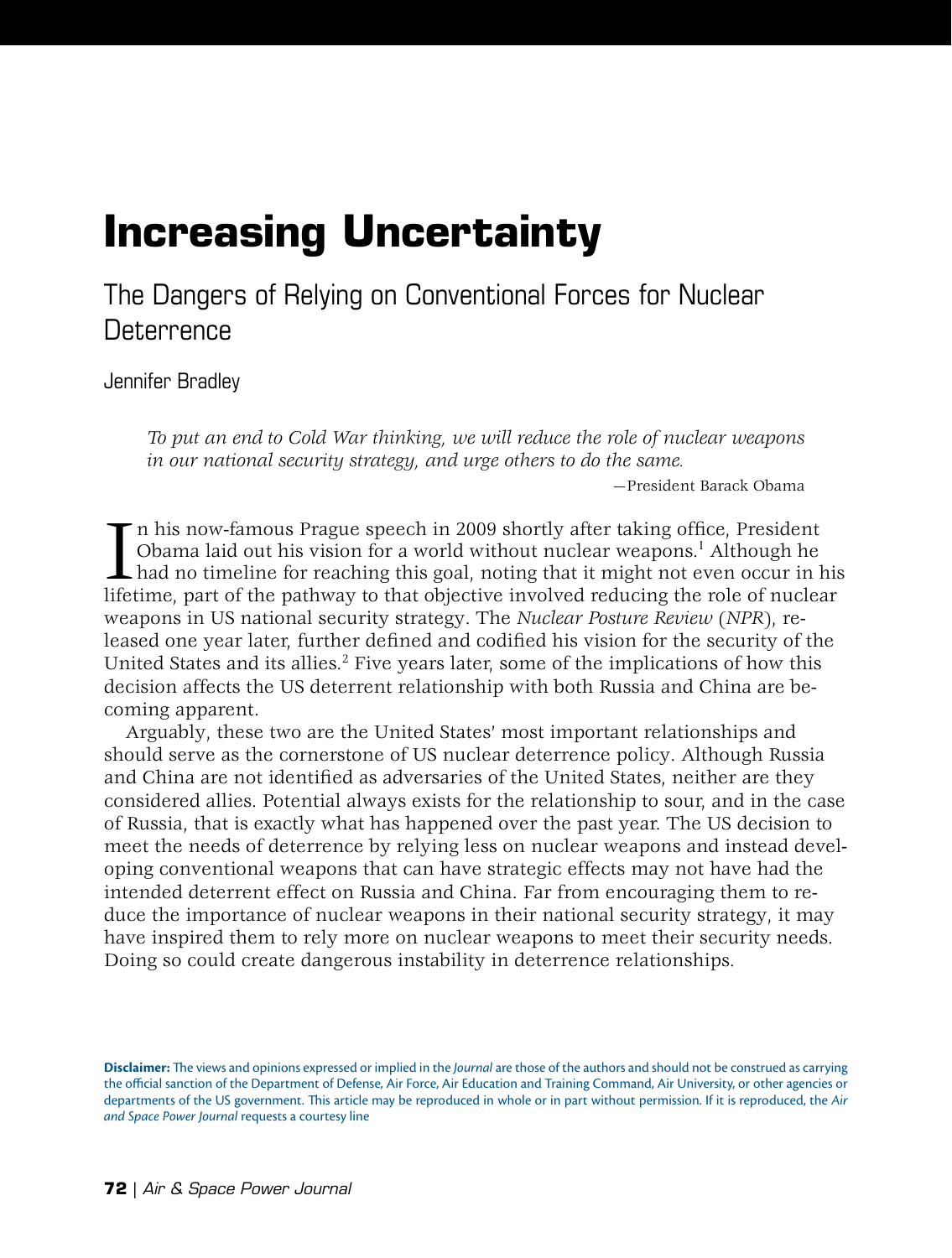# Increasing Uncertainty

## The Dangers of Relying on Conventional Forces for Nuclear Deterrence

Jennifer Bradley

> *To put an end to Cold War thinking, we will reduce the role of nuclear weapons in our national security strategy, and urge others to do the same.*
>
> —President Barack Obama

In his now-famous Prague speech in 2009 shortly after taking office, President Obama laid out his vision for a world without nuclear weapons.[1] Although he had no timeline for reaching this goal, noting that it might not even occur in his lifetime, part of the pathway to that objective involved reducing the role of nuclear weapons in US national security strategy. The *Nuclear Posture Review* (*NPR*), released one year later, further defined and codified his vision for the security of the United States and its allies.[2] Five years later, some of the implications of how this decision affects the US deterrent relationship with both Russia and China are becoming apparent.

Arguably, these two are the United States' most important relationships and should serve as the cornerstone of US nuclear deterrence policy. Although Russia and China are not identified as adversaries of the United States, neither are they considered allies. Potential always exists for the relationship to sour, and in the case of Russia, that is exactly what has happened over the past year. The US decision to meet the needs of deterrence by relying less on nuclear weapons and instead developing conventional weapons that can have strategic effects may not have had the intended deterrent effect on Russia and China. Far from encouraging them to reduce the importance of nuclear weapons in their national security strategy, it may have inspired them to rely more on nuclear weapons to meet their security needs. Doing so could create dangerous instability in deterrence relationships.

**Disclaimer:** The views and opinions expressed or implied in the *Journal* are those of the authors and should not be construed as carrying the official sanction of the Department of Defense, Air Force, Air Education and Training Command, Air University, or other agencies or departments of the US government. This article may be reproduced in whole or in part without permission. If it is reproduced, the *Air and Space Power Journal* requests a courtesy line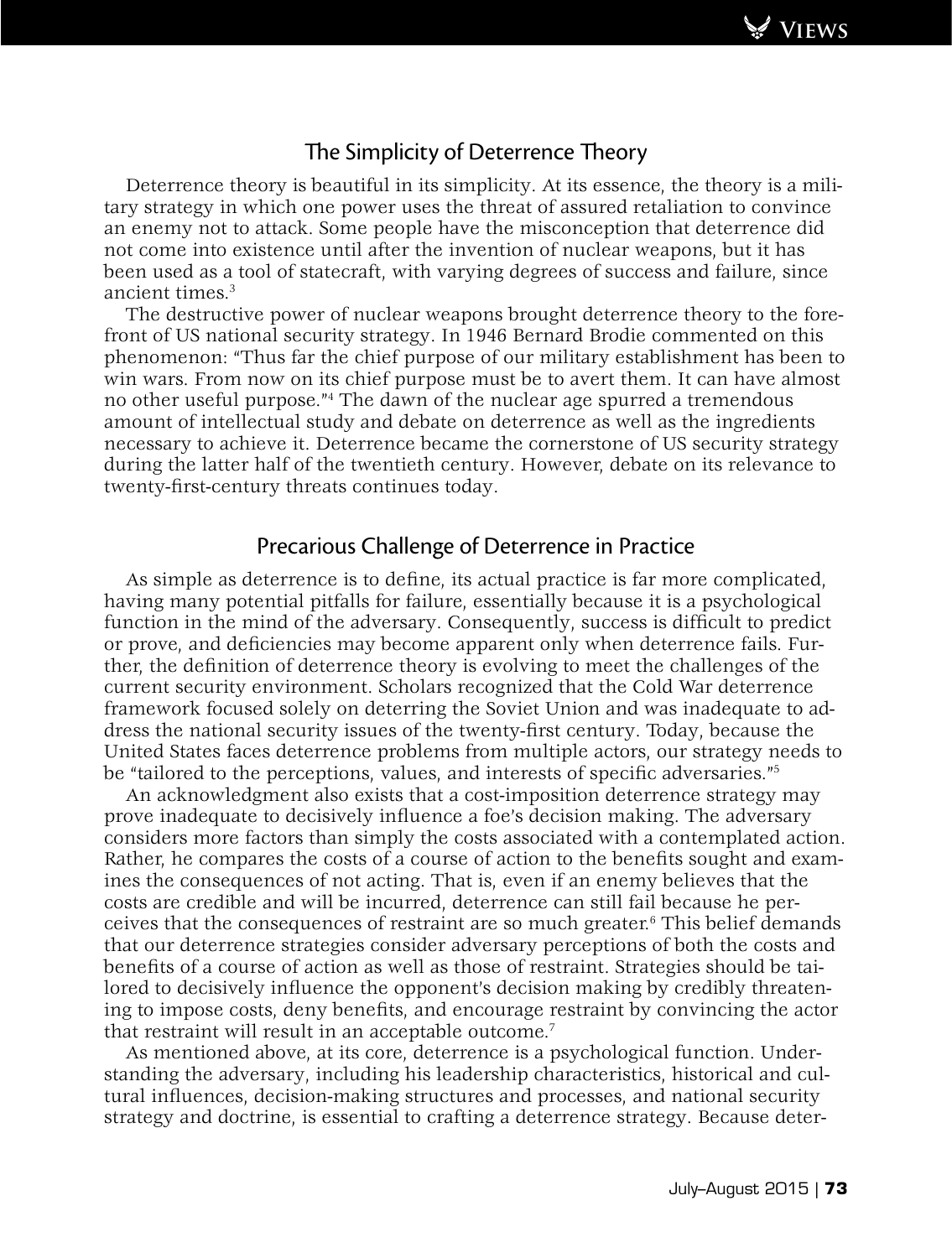## The Simplicity of Deterrence Theory

Deterrence theory is beautiful in its simplicity. At its essence, the theory is a military strategy in which one power uses the threat of assured retaliation to convince an enemy not to attack. Some people have the misconception that deterrence did not come into existence until after the invention of nuclear weapons, but it has been used as a tool of statecraft, with varying degrees of success and failure, since ancient times.[3]

The destructive power of nuclear weapons brought deterrence theory to the forefront of US national security strategy. In 1946 Bernard Brodie commented on this phenomenon: "Thus far the chief purpose of our military establishment has been to win wars. From now on its chief purpose must be to avert them. It can have almost no other useful purpose."[4] The dawn of the nuclear age spurred a tremendous amount of intellectual study and debate on deterrence as well as the ingredients necessary to achieve it. Deterrence became the cornerstone of US security strategy during the latter half of the twentieth century. However, debate on its relevance to twenty-first-century threats continues today.

## Precarious Challenge of Deterrence in Practice

As simple as deterrence is to define, its actual practice is far more complicated, having many potential pitfalls for failure, essentially because it is a psychological function in the mind of the adversary. Consequently, success is difficult to predict or prove, and deficiencies may become apparent only when deterrence fails. Further, the definition of deterrence theory is evolving to meet the challenges of the current security environment. Scholars recognized that the Cold War deterrence framework focused solely on deterring the Soviet Union and was inadequate to address the national security issues of the twenty-first century. Today, because the United States faces deterrence problems from multiple actors, our strategy needs to be "tailored to the perceptions, values, and interests of specific adversaries."[5]

An acknowledgment also exists that a cost-imposition deterrence strategy may prove inadequate to decisively influence a foe's decision making. The adversary considers more factors than simply the costs associated with a contemplated action. Rather, he compares the costs of a course of action to the benefits sought and examines the consequences of not acting. That is, even if an enemy believes that the costs are credible and will be incurred, deterrence can still fail because he perceives that the consequences of restraint are so much greater.[6] This belief demands that our deterrence strategies consider adversary perceptions of both the costs and benefits of a course of action as well as those of restraint. Strategies should be tailored to decisively influence the opponent's decision making by credibly threatening to impose costs, deny benefits, and encourage restraint by convincing the actor that restraint will result in an acceptable outcome.[7]

As mentioned above, at its core, deterrence is a psychological function. Understanding the adversary, including his leadership characteristics, historical and cultural influences, decision-making structures and processes, and national security strategy and doctrine, is essential to crafting a deterrence strategy. Because deter-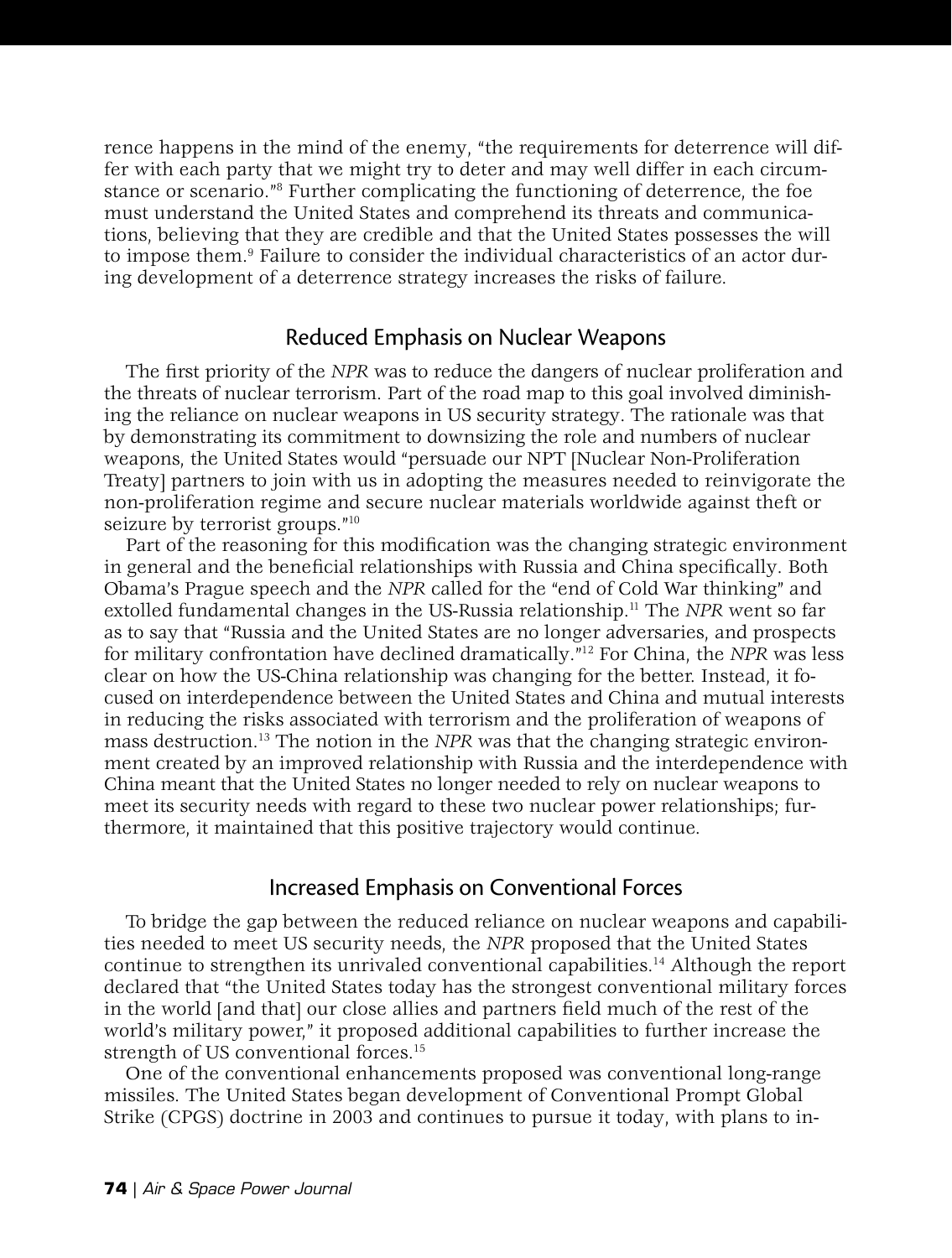rence happens in the mind of the enemy, "the requirements for deterrence will differ with each party that we might try to deter and may well differ in each circumstance or scenario."[8] Further complicating the functioning of deterrence, the foe must understand the United States and comprehend its threats and communications, believing that they are credible and that the United States possesses the will to impose them.[9] Failure to consider the individual characteristics of an actor during development of a deterrence strategy increases the risks of failure.

## Reduced Emphasis on Nuclear Weapons

The first priority of the *NPR* was to reduce the dangers of nuclear proliferation and the threats of nuclear terrorism. Part of the road map to this goal involved diminishing the reliance on nuclear weapons in US security strategy. The rationale was that by demonstrating its commitment to downsizing the role and numbers of nuclear weapons, the United States would "persuade our NPT [Nuclear Non-Proliferation Treaty] partners to join with us in adopting the measures needed to reinvigorate the non-proliferation regime and secure nuclear materials worldwide against theft or seizure by terrorist groups."[10]

Part of the reasoning for this modification was the changing strategic environment in general and the beneficial relationships with Russia and China specifically. Both Obama's Prague speech and the *NPR* called for the "end of Cold War thinking" and extolled fundamental changes in the US-Russia relationship.[11] The *NPR* went so far as to say that "Russia and the United States are no longer adversaries, and prospects for military confrontation have declined dramatically."[12] For China, the *NPR* was less clear on how the US-China relationship was changing for the better. Instead, it focused on interdependence between the United States and China and mutual interests in reducing the risks associated with terrorism and the proliferation of weapons of mass destruction.[13] The notion in the *NPR* was that the changing strategic environment created by an improved relationship with Russia and the interdependence with China meant that the United States no longer needed to rely on nuclear weapons to meet its security needs with regard to these two nuclear power relationships; furthermore, it maintained that this positive trajectory would continue.

## Increased Emphasis on Conventional Forces

To bridge the gap between the reduced reliance on nuclear weapons and capabilities needed to meet US security needs, the *NPR* proposed that the United States continue to strengthen its unrivaled conventional capabilities.[14] Although the report declared that "the United States today has the strongest conventional military forces in the world [and that] our close allies and partners field much of the rest of the world's military power," it proposed additional capabilities to further increase the strength of US conventional forces.[15]

One of the conventional enhancements proposed was conventional long-range missiles. The United States began development of Conventional Prompt Global Strike (CPGS) doctrine in 2003 and continues to pursue it today, with plans to in-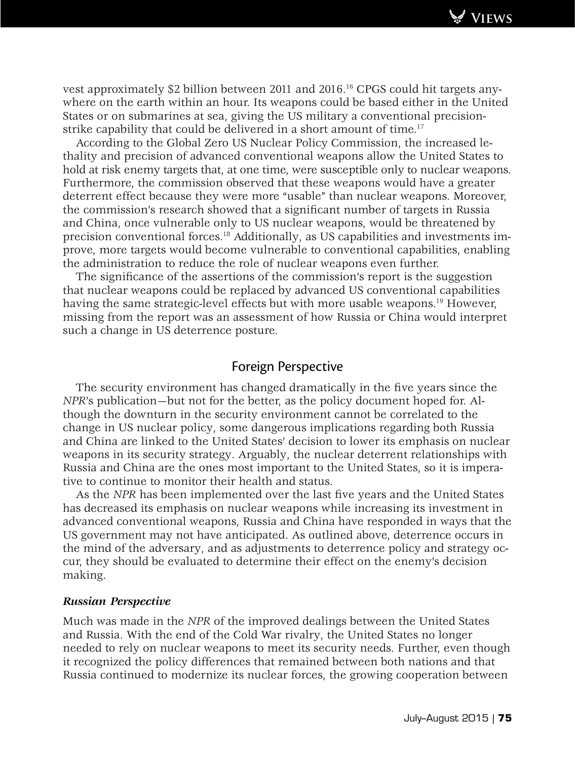vest approximately $2 billion between 2011 and 2016.[16] CPGS could hit targets anywhere on the earth within an hour. Its weapons could be based either in the United States or on submarines at sea, giving the US military a conventional precision-strike capability that could be delivered in a short amount of time.[17]

According to the Global Zero US Nuclear Policy Commission, the increased lethality and precision of advanced conventional weapons allow the United States to hold at risk enemy targets that, at one time, were susceptible only to nuclear weapons. Furthermore, the commission observed that these weapons would have a greater deterrent effect because they were more "usable" than nuclear weapons. Moreover, the commission's research showed that a significant number of targets in Russia and China, once vulnerable only to US nuclear weapons, would be threatened by precision conventional forces.[18] Additionally, as US capabilities and investments improve, more targets would become vulnerable to conventional capabilities, enabling the administration to reduce the role of nuclear weapons even further.

The significance of the assertions of the commission's report is the suggestion that nuclear weapons could be replaced by advanced US conventional capabilities having the same strategic-level effects but with more usable weapons.[19] However, missing from the report was an assessment of how Russia or China would interpret such a change in US deterrence posture.

## Foreign Perspective

The security environment has changed dramatically in the five years since the *NPR*'s publication—but not for the better, as the policy document hoped for. Although the downturn in the security environment cannot be correlated to the change in US nuclear policy, some dangerous implications regarding both Russia and China are linked to the United States' decision to lower its emphasis on nuclear weapons in its security strategy. Arguably, the nuclear deterrent relationships with Russia and China are the ones most important to the United States, so it is imperative to continue to monitor their health and status.

As the *NPR* has been implemented over the last five years and the United States has decreased its emphasis on nuclear weapons while increasing its investment in advanced conventional weapons, Russia and China have responded in ways that the US government may not have anticipated. As outlined above, deterrence occurs in the mind of the adversary, and as adjustments to deterrence policy and strategy occur, they should be evaluated to determine their effect on the enemy's decision making.

### *Russian Perspective*

Much was made in the *NPR* of the improved dealings between the United States and Russia. With the end of the Cold War rivalry, the United States no longer needed to rely on nuclear weapons to meet its security needs. Further, even though it recognized the policy differences that remained between both nations and that Russia continued to modernize its nuclear forces, the growing cooperation between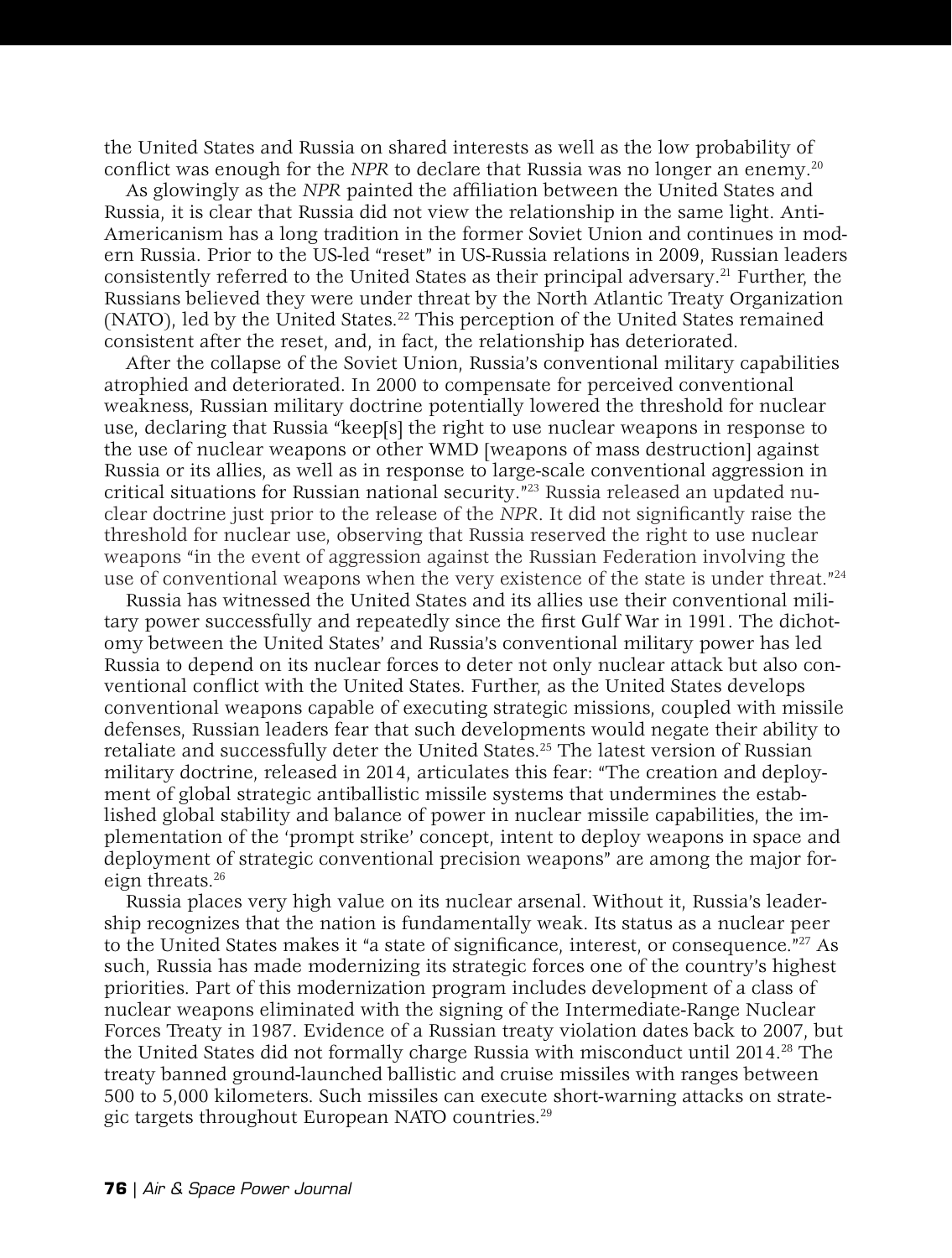the United States and Russia on shared interests as well as the low probability of conflict was enough for the *NPR* to declare that Russia was no longer an enemy.[20]

As glowingly as the *NPR* painted the affiliation between the United States and Russia, it is clear that Russia did not view the relationship in the same light. Anti-Americanism has a long tradition in the former Soviet Union and continues in modern Russia. Prior to the US-led "reset" in US-Russia relations in 2009, Russian leaders consistently referred to the United States as their principal adversary.[21] Further, the Russians believed they were under threat by the North Atlantic Treaty Organization (NATO), led by the United States.[22] This perception of the United States remained consistent after the reset, and, in fact, the relationship has deteriorated.

After the collapse of the Soviet Union, Russia's conventional military capabilities atrophied and deteriorated. In 2000 to compensate for perceived conventional weakness, Russian military doctrine potentially lowered the threshold for nuclear use, declaring that Russia "keep[s] the right to use nuclear weapons in response to the use of nuclear weapons or other WMD [weapons of mass destruction] against Russia or its allies, as well as in response to large-scale conventional aggression in critical situations for Russian national security."[23] Russia released an updated nuclear doctrine just prior to the release of the *NPR*. It did not significantly raise the threshold for nuclear use, observing that Russia reserved the right to use nuclear weapons "in the event of aggression against the Russian Federation involving the use of conventional weapons when the very existence of the state is under threat."[24]

Russia has witnessed the United States and its allies use their conventional military power successfully and repeatedly since the first Gulf War in 1991. The dichotomy between the United States' and Russia's conventional military power has led Russia to depend on its nuclear forces to deter not only nuclear attack but also conventional conflict with the United States. Further, as the United States develops conventional weapons capable of executing strategic missions, coupled with missile defenses, Russian leaders fear that such developments would negate their ability to retaliate and successfully deter the United States.[25] The latest version of Russian military doctrine, released in 2014, articulates this fear: "The creation and deployment of global strategic antiballistic missile systems that undermines the established global stability and balance of power in nuclear missile capabilities, the implementation of the 'prompt strike' concept, intent to deploy weapons in space and deployment of strategic conventional precision weapons" are among the major foreign threats.[26]

Russia places very high value on its nuclear arsenal. Without it, Russia's leadership recognizes that the nation is fundamentally weak. Its status as a nuclear peer to the United States makes it "a state of significance, interest, or consequence."[27] As such, Russia has made modernizing its strategic forces one of the country's highest priorities. Part of this modernization program includes development of a class of nuclear weapons eliminated with the signing of the Intermediate-Range Nuclear Forces Treaty in 1987. Evidence of a Russian treaty violation dates back to 2007, but the United States did not formally charge Russia with misconduct until 2014.[28] The treaty banned ground-launched ballistic and cruise missiles with ranges between 500 to 5,000 kilometers. Such missiles can execute short-warning attacks on strategic targets throughout European NATO countries.[29]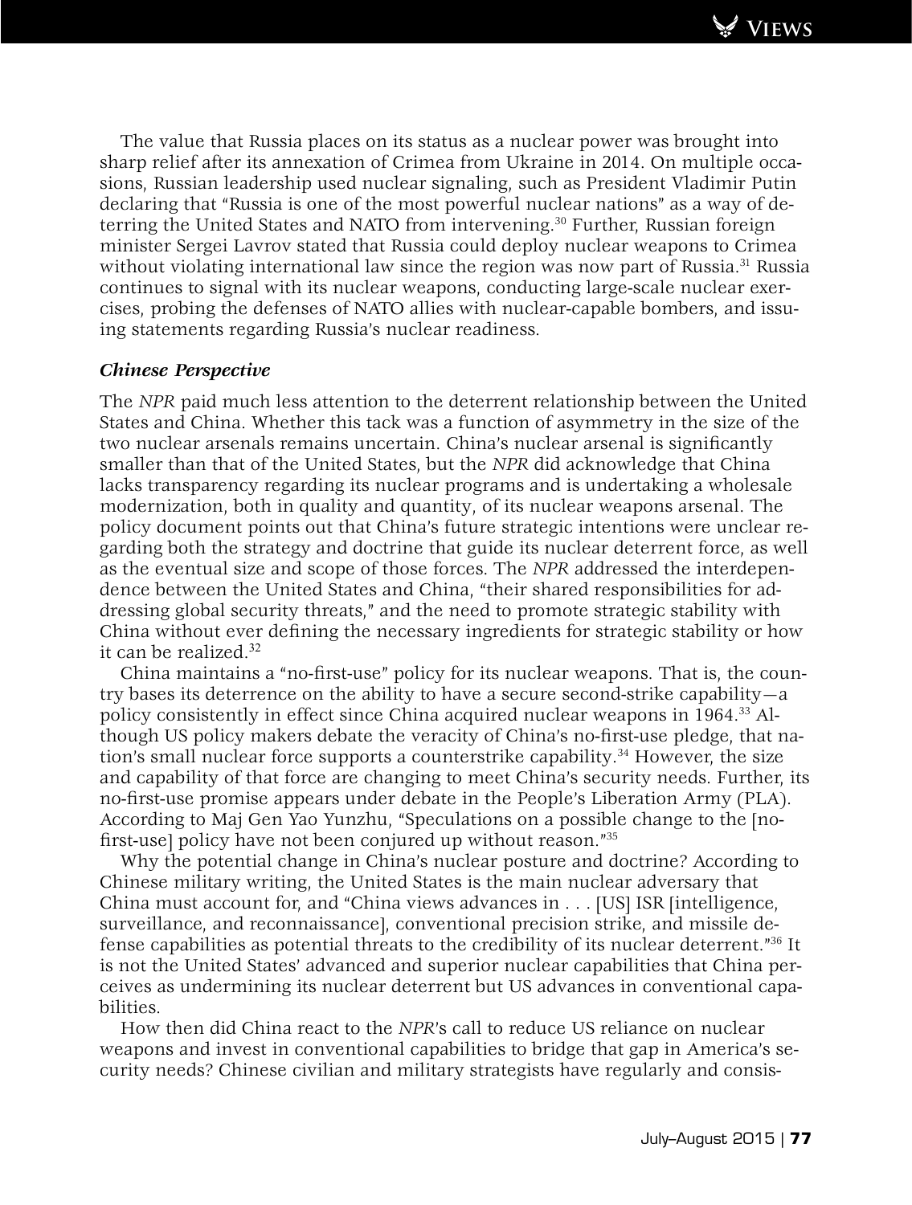The value that Russia places on its status as a nuclear power was brought into sharp relief after its annexation of Crimea from Ukraine in 2014. On multiple occasions, Russian leadership used nuclear signaling, such as President Vladimir Putin declaring that "Russia is one of the most powerful nuclear nations" as a way of deterring the United States and NATO from intervening.[30] Further, Russian foreign minister Sergei Lavrov stated that Russia could deploy nuclear weapons to Crimea without violating international law since the region was now part of Russia.[31] Russia continues to signal with its nuclear weapons, conducting large-scale nuclear exercises, probing the defenses of NATO allies with nuclear-capable bombers, and issuing statements regarding Russia's nuclear readiness.

***Chinese Perspective***

The *NPR* paid much less attention to the deterrent relationship between the United States and China. Whether this tack was a function of asymmetry in the size of the two nuclear arsenals remains uncertain. China's nuclear arsenal is significantly smaller than that of the United States, but the *NPR* did acknowledge that China lacks transparency regarding its nuclear programs and is undertaking a wholesale modernization, both in quality and quantity, of its nuclear weapons arsenal. The policy document points out that China's future strategic intentions were unclear regarding both the strategy and doctrine that guide its nuclear deterrent force, as well as the eventual size and scope of those forces. The *NPR* addressed the interdependence between the United States and China, "their shared responsibilities for addressing global security threats," and the need to promote strategic stability with China without ever defining the necessary ingredients for strategic stability or how it can be realized.[32]

China maintains a "no-first-use" policy for its nuclear weapons. That is, the country bases its deterrence on the ability to have a secure second-strike capability—a policy consistently in effect since China acquired nuclear weapons in 1964.[33] Although US policy makers debate the veracity of China's no-first-use pledge, that nation's small nuclear force supports a counterstrike capability.[34] However, the size and capability of that force are changing to meet China's security needs. Further, its no-first-use promise appears under debate in the People's Liberation Army (PLA). According to Maj Gen Yao Yunzhu, "Speculations on a possible change to the [no-first-use] policy have not been conjured up without reason."[35]

Why the potential change in China's nuclear posture and doctrine? According to Chinese military writing, the United States is the main nuclear adversary that China must account for, and "China views advances in . . . [US] ISR [intelligence, surveillance, and reconnaissance], conventional precision strike, and missile defense capabilities as potential threats to the credibility of its nuclear deterrent."[36] It is not the United States' advanced and superior nuclear capabilities that China perceives as undermining its nuclear deterrent but US advances in conventional capabilities.

How then did China react to the *NPR*'s call to reduce US reliance on nuclear weapons and invest in conventional capabilities to bridge that gap in America's security needs? Chinese civilian and military strategists have regularly and consis-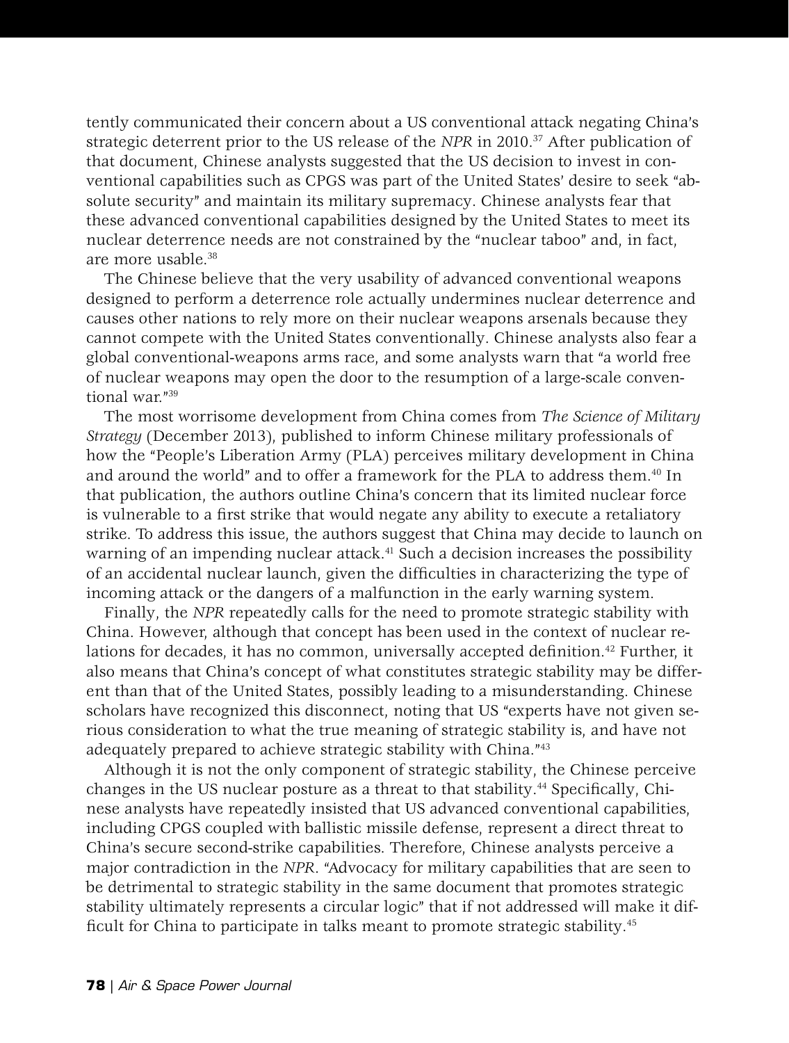tently communicated their concern about a US conventional attack negating China's strategic deterrent prior to the US release of the *NPR* in 2010.[37] After publication of that document, Chinese analysts suggested that the US decision to invest in conventional capabilities such as CPGS was part of the United States' desire to seek "absolute security" and maintain its military supremacy. Chinese analysts fear that these advanced conventional capabilities designed by the United States to meet its nuclear deterrence needs are not constrained by the "nuclear taboo" and, in fact, are more usable.[38]

The Chinese believe that the very usability of advanced conventional weapons designed to perform a deterrence role actually undermines nuclear deterrence and causes other nations to rely more on their nuclear weapons arsenals because they cannot compete with the United States conventionally. Chinese analysts also fear a global conventional-weapons arms race, and some analysts warn that "a world free of nuclear weapons may open the door to the resumption of a large-scale conventional war."[39]

The most worrisome development from China comes from *The Science of Military Strategy* (December 2013), published to inform Chinese military professionals of how the "People's Liberation Army (PLA) perceives military development in China and around the world" and to offer a framework for the PLA to address them.[40] In that publication, the authors outline China's concern that its limited nuclear force is vulnerable to a first strike that would negate any ability to execute a retaliatory strike. To address this issue, the authors suggest that China may decide to launch on warning of an impending nuclear attack.[41] Such a decision increases the possibility of an accidental nuclear launch, given the difficulties in characterizing the type of incoming attack or the dangers of a malfunction in the early warning system.

Finally, the *NPR* repeatedly calls for the need to promote strategic stability with China. However, although that concept has been used in the context of nuclear relations for decades, it has no common, universally accepted definition.[42] Further, it also means that China's concept of what constitutes strategic stability may be different than that of the United States, possibly leading to a misunderstanding. Chinese scholars have recognized this disconnect, noting that US "experts have not given serious consideration to what the true meaning of strategic stability is, and have not adequately prepared to achieve strategic stability with China."[43]

Although it is not the only component of strategic stability, the Chinese perceive changes in the US nuclear posture as a threat to that stability.[44] Specifically, Chinese analysts have repeatedly insisted that US advanced conventional capabilities, including CPGS coupled with ballistic missile defense, represent a direct threat to China's secure second-strike capabilities. Therefore, Chinese analysts perceive a major contradiction in the *NPR*. "Advocacy for military capabilities that are seen to be detrimental to strategic stability in the same document that promotes strategic stability ultimately represents a circular logic" that if not addressed will make it difficult for China to participate in talks meant to promote strategic stability.[45]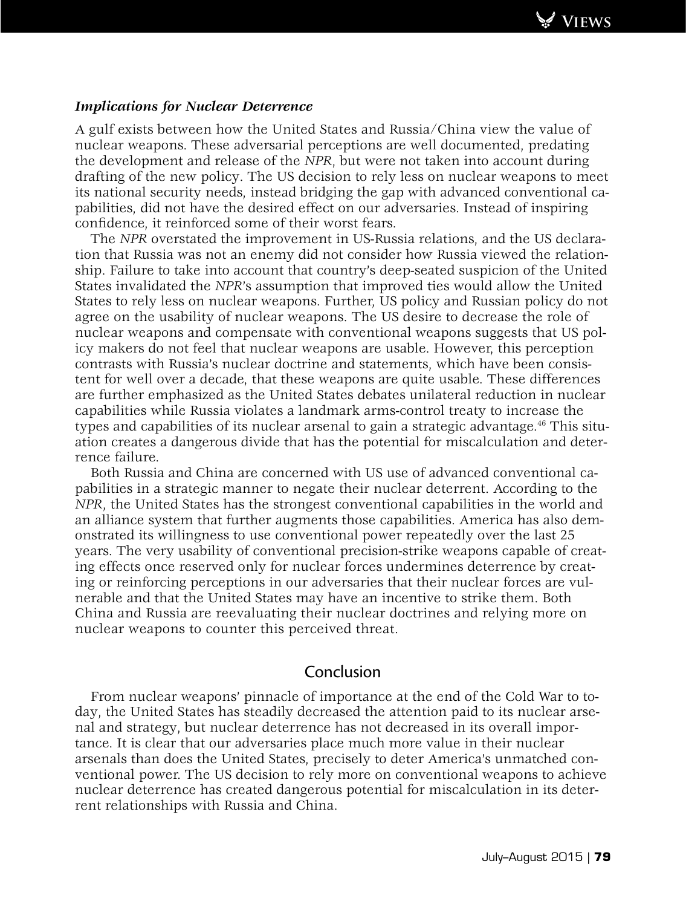### *Implications for Nuclear Deterrence*

A gulf exists between how the United States and Russia/China view the value of nuclear weapons. These adversarial perceptions are well documented, predating the development and release of the *NPR*, but were not taken into account during drafting of the new policy. The US decision to rely less on nuclear weapons to meet its national security needs, instead bridging the gap with advanced conventional capabilities, did not have the desired effect on our adversaries. Instead of inspiring confidence, it reinforced some of their worst fears.

The *NPR* overstated the improvement in US-Russia relations, and the US declaration that Russia was not an enemy did not consider how Russia viewed the relationship. Failure to take into account that country's deep-seated suspicion of the United States invalidated the *NPR*'s assumption that improved ties would allow the United States to rely less on nuclear weapons. Further, US policy and Russian policy do not agree on the usability of nuclear weapons. The US desire to decrease the role of nuclear weapons and compensate with conventional weapons suggests that US policy makers do not feel that nuclear weapons are usable. However, this perception contrasts with Russia's nuclear doctrine and statements, which have been consistent for well over a decade, that these weapons are quite usable. These differences are further emphasized as the United States debates unilateral reduction in nuclear capabilities while Russia violates a landmark arms-control treaty to increase the types and capabilities of its nuclear arsenal to gain a strategic advantage.[46] This situation creates a dangerous divide that has the potential for miscalculation and deterrence failure.

Both Russia and China are concerned with US use of advanced conventional capabilities in a strategic manner to negate their nuclear deterrent. According to the *NPR*, the United States has the strongest conventional capabilities in the world and an alliance system that further augments those capabilities. America has also demonstrated its willingness to use conventional power repeatedly over the last 25 years. The very usability of conventional precision-strike weapons capable of creating effects once reserved only for nuclear forces undermines deterrence by creating or reinforcing perceptions in our adversaries that their nuclear forces are vulnerable and that the United States may have an incentive to strike them. Both China and Russia are reevaluating their nuclear doctrines and relying more on nuclear weapons to counter this perceived threat.

## Conclusion

From nuclear weapons' pinnacle of importance at the end of the Cold War to today, the United States has steadily decreased the attention paid to its nuclear arsenal and strategy, but nuclear deterrence has not decreased in its overall importance. It is clear that our adversaries place much more value in their nuclear arsenals than does the United States, precisely to deter America's unmatched conventional power. The US decision to rely more on conventional weapons to achieve nuclear deterrence has created dangerous potential for miscalculation in its deterrent relationships with Russia and China.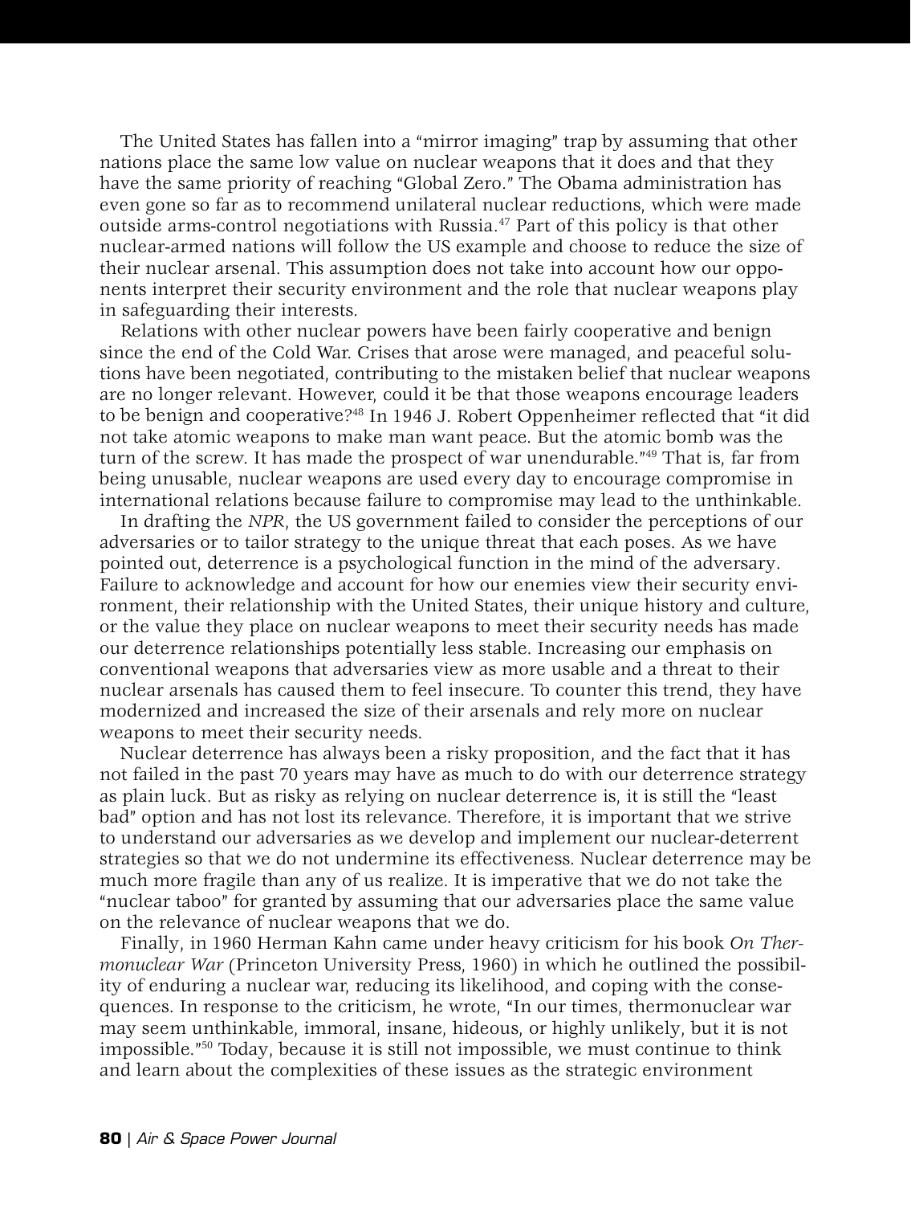The United States has fallen into a "mirror imaging" trap by assuming that other nations place the same low value on nuclear weapons that it does and that they have the same priority of reaching "Global Zero." The Obama administration has even gone so far as to recommend unilateral nuclear reductions, which were made outside arms-control negotiations with Russia.[47] Part of this policy is that other nuclear-armed nations will follow the US example and choose to reduce the size of their nuclear arsenal. This assumption does not take into account how our opponents interpret their security environment and the role that nuclear weapons play in safeguarding their interests.

Relations with other nuclear powers have been fairly cooperative and benign since the end of the Cold War. Crises that arose were managed, and peaceful solutions have been negotiated, contributing to the mistaken belief that nuclear weapons are no longer relevant. However, could it be that those weapons encourage leaders to be benign and cooperative?[48] In 1946 J. Robert Oppenheimer reflected that "it did not take atomic weapons to make man want peace. But the atomic bomb was the turn of the screw. It has made the prospect of war unendurable."[49] That is, far from being unusable, nuclear weapons are used every day to encourage compromise in international relations because failure to compromise may lead to the unthinkable.

In drafting the *NPR*, the US government failed to consider the perceptions of our adversaries or to tailor strategy to the unique threat that each poses. As we have pointed out, deterrence is a psychological function in the mind of the adversary. Failure to acknowledge and account for how our enemies view their security environment, their relationship with the United States, their unique history and culture, or the value they place on nuclear weapons to meet their security needs has made our deterrence relationships potentially less stable. Increasing our emphasis on conventional weapons that adversaries view as more usable and a threat to their nuclear arsenals has caused them to feel insecure. To counter this trend, they have modernized and increased the size of their arsenals and rely more on nuclear weapons to meet their security needs.

Nuclear deterrence has always been a risky proposition, and the fact that it has not failed in the past 70 years may have as much to do with our deterrence strategy as plain luck. But as risky as relying on nuclear deterrence is, it is still the "least bad" option and has not lost its relevance. Therefore, it is important that we strive to understand our adversaries as we develop and implement our nuclear-deterrent strategies so that we do not undermine its effectiveness. Nuclear deterrence may be much more fragile than any of us realize. It is imperative that we do not take the "nuclear taboo" for granted by assuming that our adversaries place the same value on the relevance of nuclear weapons that we do.

Finally, in 1960 Herman Kahn came under heavy criticism for his book *On Thermonuclear War* (Princeton University Press, 1960) in which he outlined the possibility of enduring a nuclear war, reducing its likelihood, and coping with the consequences. In response to the criticism, he wrote, "In our times, thermonuclear war may seem unthinkable, immoral, insane, hideous, or highly unlikely, but it is not impossible."[50] Today, because it is still not impossible, we must continue to think and learn about the complexities of these issues as the strategic environment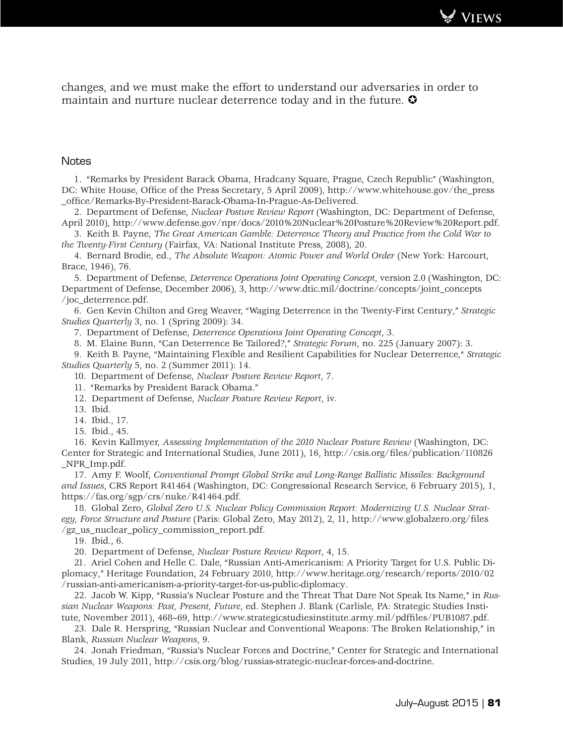changes, and we must make the effort to understand our adversaries in order to maintain and nurture nuclear deterrence today and in the future. ✪

## Notes

1. "Remarks by President Barack Obama, Hradcany Square, Prague, Czech Republic" (Washington, DC: White House, Office of the Press Secretary, 5 April 2009), http://www.whitehouse.gov/the_press_office/Remarks-By-President-Barack-Obama-In-Prague-As-Delivered.
2. Department of Defense, *Nuclear Posture Review Report* (Washington, DC: Department of Defense, April 2010), http://www.defense.gov/npr/docs/2010%20Nuclear%20Posture%20Review%20Report.pdf.
3. Keith B. Payne, *The Great American Gamble: Deterrence Theory and Practice from the Cold War to the Twenty-First Century* (Fairfax, VA: National Institute Press, 2008), 20.
4. Bernard Brodie, ed., *The Absolute Weapon: Atomic Power and World Order* (New York: Harcourt, Brace, 1946), 76.
5. Department of Defense, *Deterrence Operations Joint Operating Concept*, version 2.0 (Washington, DC: Department of Defense, December 2006), 3, http://www.dtic.mil/doctrine/concepts/joint_concepts/joc_deterrence.pdf.
6. Gen Kevin Chilton and Greg Weaver, "Waging Deterrence in the Twenty-First Century," *Strategic Studies Quarterly* 3, no. 1 (Spring 2009): 34.
7. Department of Defense, *Deterrence Operations Joint Operating Concept*, 3.
8. M. Elaine Bunn, "Can Deterrence Be Tailored?," *Strategic Forum*, no. 225 (January 2007): 3.
9. Keith B. Payne, "Maintaining Flexible and Resilient Capabilities for Nuclear Deterrence," *Strategic Studies Quarterly* 5, no. 2 (Summer 2011): 14.
10. Department of Defense, *Nuclear Posture Review Report*, 7.
11. "Remarks by President Barack Obama."
12. Department of Defense, *Nuclear Posture Review Report*, iv.
13. Ibid.
14. Ibid., 17.
15. Ibid., 45.
16. Kevin Kallmyer, *Assessing Implementation of the 2010 Nuclear Posture Review* (Washington, DC: Center for Strategic and International Studies, June 2011), 16, http://csis.org/files/publication/110826_NPR_Imp.pdf.
17. Amy F. Woolf, *Conventional Prompt Global Strike and Long-Range Ballistic Missiles: Background and Issues*, CRS Report R41464 (Washington, DC: Congressional Research Service, 6 February 2015), 1, https://fas.org/sgp/crs/nuke/R41464.pdf.
18. Global Zero, *Global Zero U.S. Nuclear Policy Commission Report: Modernizing U.S. Nuclear Strategy, Force Structure and Posture* (Paris: Global Zero, May 2012), 2, 11, http://www.globalzero.org/files/gz_us_nuclear_policy_commission_report.pdf.
19. Ibid., 6.
20. Department of Defense, *Nuclear Posture Review Report*, 4, 15.
21. Ariel Cohen and Helle C. Dale, "Russian Anti-Americanism: A Priority Target for U.S. Public Diplomacy," Heritage Foundation, 24 February 2010, http://www.heritage.org/research/reports/2010/02/russian-anti-americanism-a-priority-target-for-us-public-diplomacy.
22. Jacob W. Kipp, "Russia's Nuclear Posture and the Threat That Dare Not Speak Its Name," in *Russian Nuclear Weapons: Past, Present, Future*, ed. Stephen J. Blank (Carlisle, PA: Strategic Studies Institute, November 2011), 468–69, http://www.strategicstudiesinstitute.army.mil/pdffiles/PUB1087.pdf.
23. Dale R. Herspring, "Russian Nuclear and Conventional Weapons: The Broken Relationship," in Blank, *Russian Nuclear Weapons*, 9.
24. Jonah Friedman, "Russia's Nuclear Forces and Doctrine," Center for Strategic and International Studies, 19 July 2011, http://csis.org/blog/russias-strategic-nuclear-forces-and-doctrine.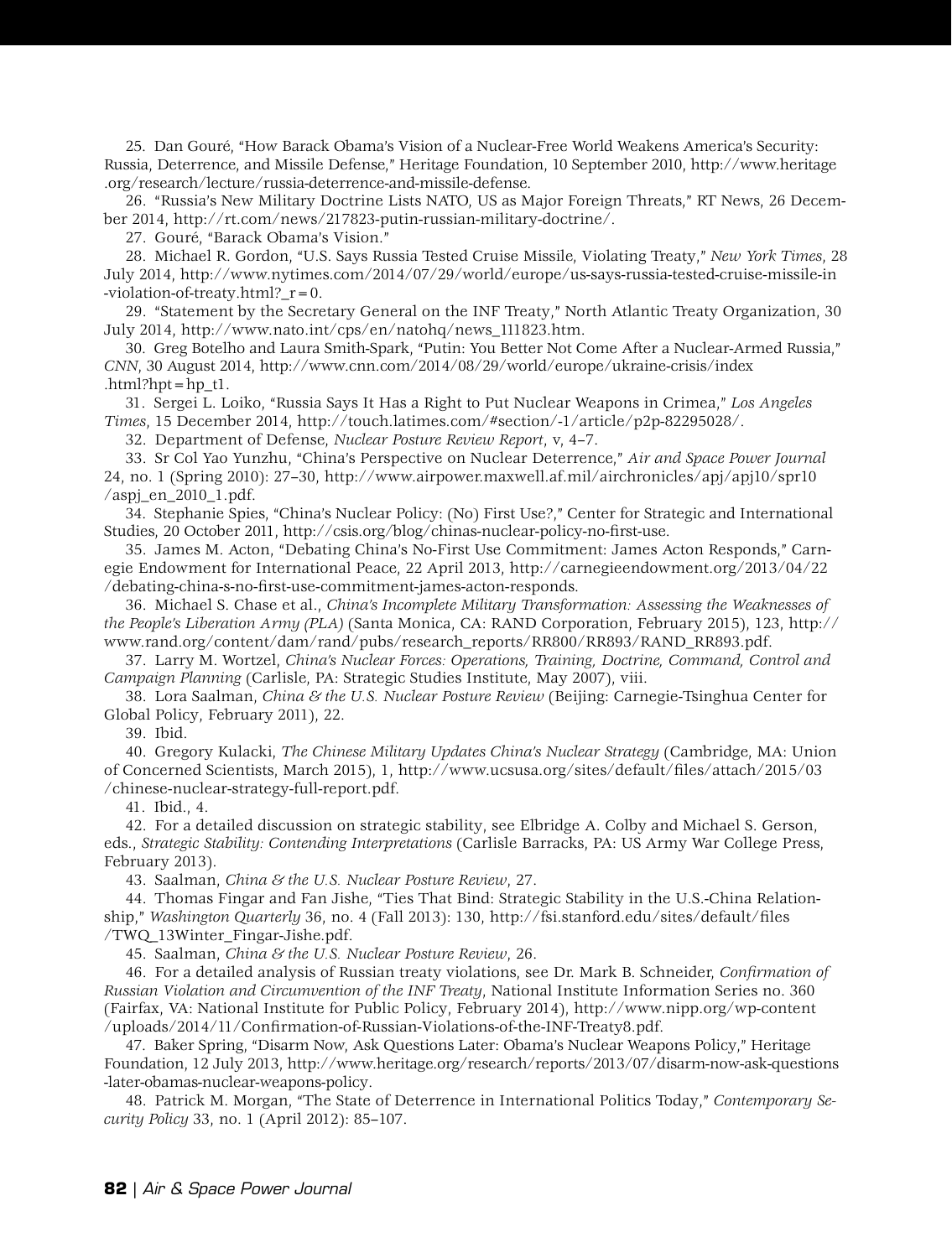25. Dan Gouré, "How Barack Obama's Vision of a Nuclear-Free World Weakens America's Security: Russia, Deterrence, and Missile Defense," Heritage Foundation, 10 September 2010, http://www.heritage.org/research/lecture/russia-deterrence-and-missile-defense.

26. "Russia's New Military Doctrine Lists NATO, US as Major Foreign Threats," RT News, 26 December 2014, http://rt.com/news/217823-putin-russian-military-doctrine/.

27. Gouré, "Barack Obama's Vision."

28. Michael R. Gordon, "U.S. Says Russia Tested Cruise Missile, Violating Treaty," *New York Times*, 28 July 2014, http://www.nytimes.com/2014/07/29/world/europe/us-says-russia-tested-cruise-missile-in-violation-of-treaty.html?_r=0.

29. "Statement by the Secretary General on the INF Treaty," North Atlantic Treaty Organization, 30 July 2014, http://www.nato.int/cps/en/natohq/news_111823.htm.

30. Greg Botelho and Laura Smith-Spark, "Putin: You Better Not Come After a Nuclear-Armed Russia," *CNN*, 30 August 2014, http://www.cnn.com/2014/08/29/world/europe/ukraine-crisis/index.html?hpt=hp_t1.

31. Sergei L. Loiko, "Russia Says It Has a Right to Put Nuclear Weapons in Crimea," *Los Angeles Times*, 15 December 2014, http://touch.latimes.com/#section/-1/article/p2p-82295028/.

32. Department of Defense, *Nuclear Posture Review Report*, v, 4–7.

33. Sr Col Yao Yunzhu, "China's Perspective on Nuclear Deterrence," *Air and Space Power Journal* 24, no. 1 (Spring 2010): 27–30, http://www.airpower.maxwell.af.mil/airchronicles/apj/apj10/spr10/aspj_en_2010_1.pdf.

34. Stephanie Spies, "China's Nuclear Policy: (No) First Use?," Center for Strategic and International Studies, 20 October 2011, http://csis.org/blog/chinas-nuclear-policy-no-first-use.

35. James M. Acton, "Debating China's No-First Use Commitment: James Acton Responds," Carnegie Endowment for International Peace, 22 April 2013, http://carnegieendowment.org/2013/04/22/debating-china-s-no-first-use-commitment-james-acton-responds.

36. Michael S. Chase et al., *China's Incomplete Military Transformation: Assessing the Weaknesses of the People's Liberation Army (PLA)* (Santa Monica, CA: RAND Corporation, February 2015), 123, http://www.rand.org/content/dam/rand/pubs/research_reports/RR800/RR893/RAND_RR893.pdf.

37. Larry M. Wortzel, *China's Nuclear Forces: Operations, Training, Doctrine, Command, Control and Campaign Planning* (Carlisle, PA: Strategic Studies Institute, May 2007), viii.

38. Lora Saalman, *China & the U.S. Nuclear Posture Review* (Beijing: Carnegie-Tsinghua Center for Global Policy, February 2011), 22.

39. Ibid.

40. Gregory Kulacki, *The Chinese Military Updates China's Nuclear Strategy* (Cambridge, MA: Union of Concerned Scientists, March 2015), 1, http://www.ucsusa.org/sites/default/files/attach/2015/03/chinese-nuclear-strategy-full-report.pdf.

41. Ibid., 4.

42. For a detailed discussion on strategic stability, see Elbridge A. Colby and Michael S. Gerson, eds., *Strategic Stability: Contending Interpretations* (Carlisle Barracks, PA: US Army War College Press, February 2013).

43. Saalman, *China & the U.S. Nuclear Posture Review*, 27.

44. Thomas Fingar and Fan Jishe, "Ties That Bind: Strategic Stability in the U.S.-China Relationship," *Washington Quarterly* 36, no. 4 (Fall 2013): 130, http://fsi.stanford.edu/sites/default/files/TWQ_13Winter_Fingar-Jishe.pdf.

45. Saalman, *China & the U.S. Nuclear Posture Review*, 26.

46. For a detailed analysis of Russian treaty violations, see Dr. Mark B. Schneider, *Confirmation of Russian Violation and Circumvention of the INF Treaty*, National Institute Information Series no. 360 (Fairfax, VA: National Institute for Public Policy, February 2014), http://www.nipp.org/wp-content/uploads/2014/11/Confirmation-of-Russian-Violations-of-the-INF-Treaty8.pdf.

47. Baker Spring, "Disarm Now, Ask Questions Later: Obama's Nuclear Weapons Policy," Heritage Foundation, 12 July 2013, http://www.heritage.org/research/reports/2013/07/disarm-now-ask-questions-later-obamas-nuclear-weapons-policy.

48. Patrick M. Morgan, "The State of Deterrence in International Politics Today," *Contemporary Security Policy* 33, no. 1 (April 2012): 85–107.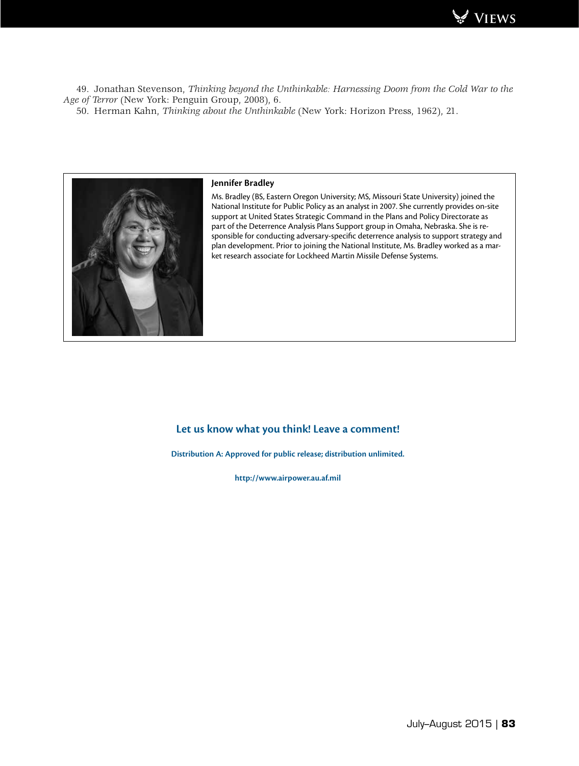49. Jonathan Stevenson, *Thinking beyond the Unthinkable: Harnessing Doom from the Cold War to the Age of Terror* (New York: Penguin Group, 2008), 6.

50. Herman Kahn, *Thinking about the Unthinkable* (New York: Horizon Press, 1962), 21.

**Jennifer Bradley**

Ms. Bradley (BS, Eastern Oregon University; MS, Missouri State University) joined the National Institute for Public Policy as an analyst in 2007. She currently provides on-site support at United States Strategic Command in the Plans and Policy Directorate as part of the Deterrence Analysis Plans Support group in Omaha, Nebraska. She is responsible for conducting adversary-specific deterrence analysis to support strategy and plan development. Prior to joining the National Institute, Ms. Bradley worked as a market research associate for Lockheed Martin Missile Defense Systems.

**Let us know what you think! Leave a comment!**

**Distribution A: Approved for public release; distribution unlimited.**

**http://www.airpower.au.af.mil**